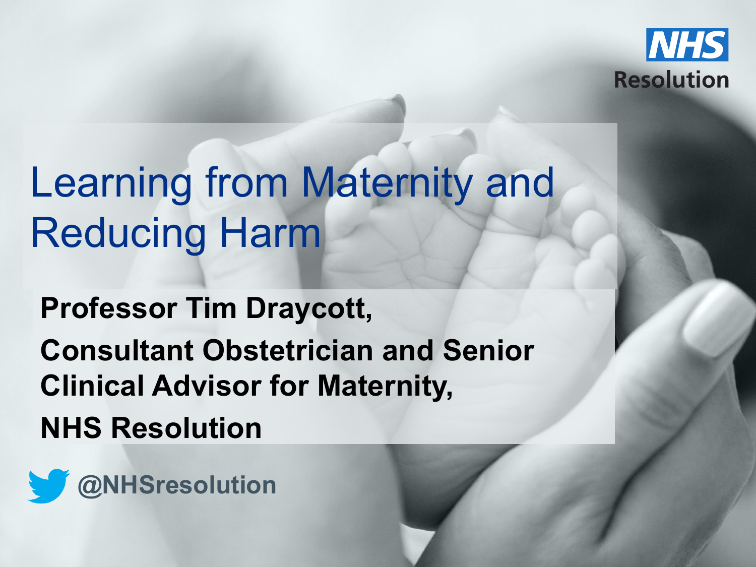NHS Resolution

# Learning from Maternity and Reducing Harm

**Professor Tim Draycott,**

**Consultant Obstetrician and Senior Clinical Advisor for Maternity,**

**NHS Resolution**

@NHSresolution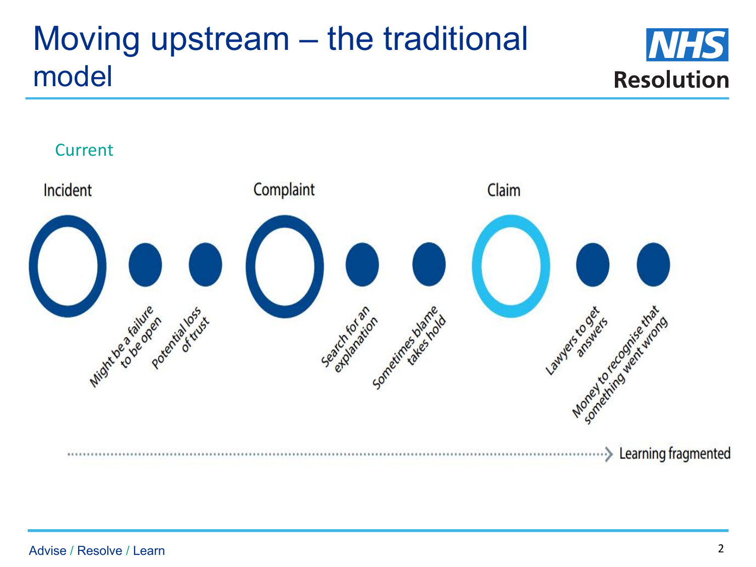# Moving upstream – the traditional model

Current

Incident

- Might be a failure to be open
- Potential loss of trust

Complaint

- Search for an explanation
- Sometimes blame takes hold

Claim

- Lawyers to get answers
- Money to recognise that something went wrong

Learning fragmented

Advise / Resolve / Learn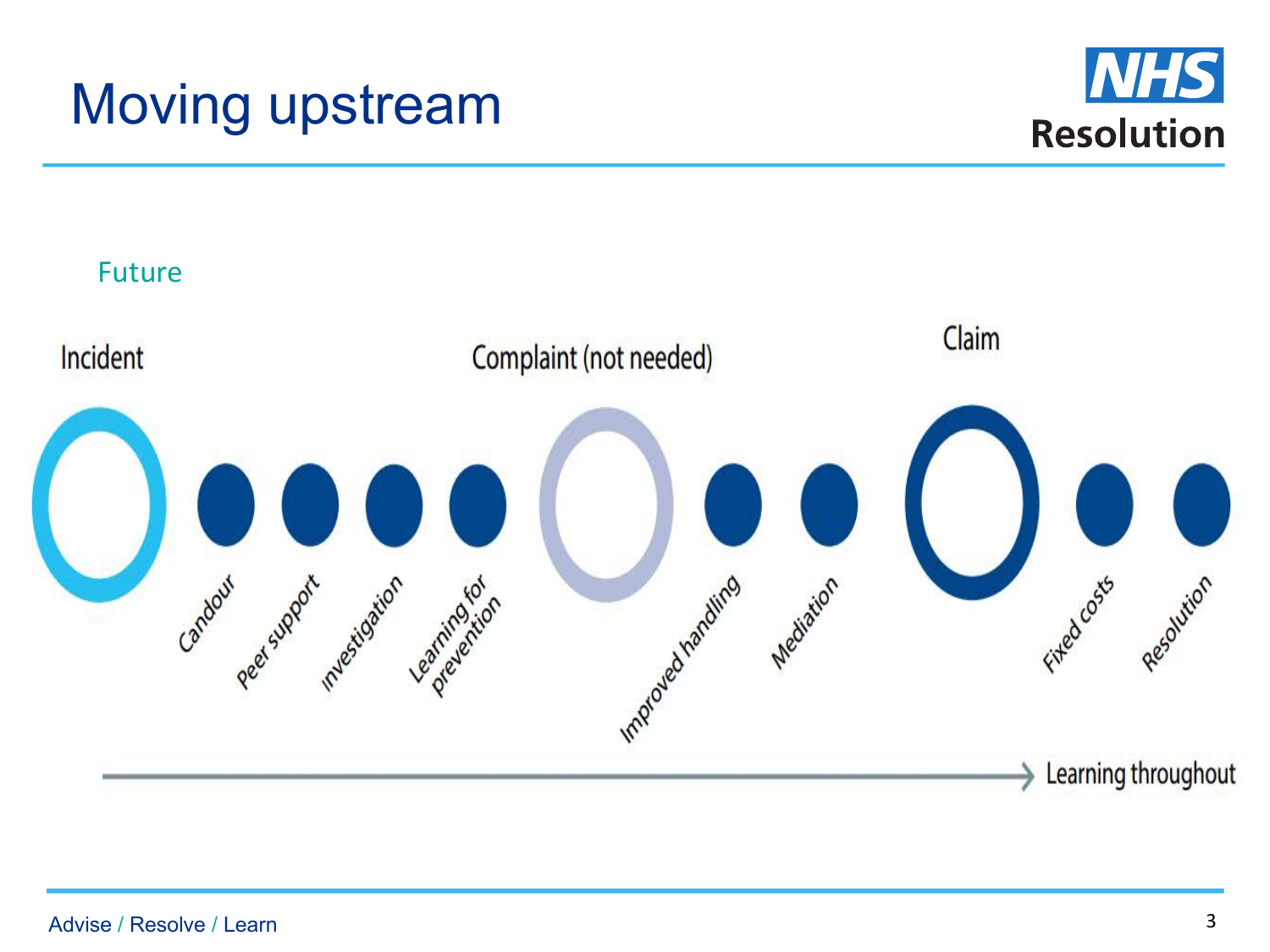# Moving upstream

Future

Incident

- Candour
- Peer support
- investigation
- Learning for prevention

Complaint (not needed)

- Improved handling
- Mediation

Claim

- Fixed costs
- Resolution

Learning throughout

Advise / Resolve / Learn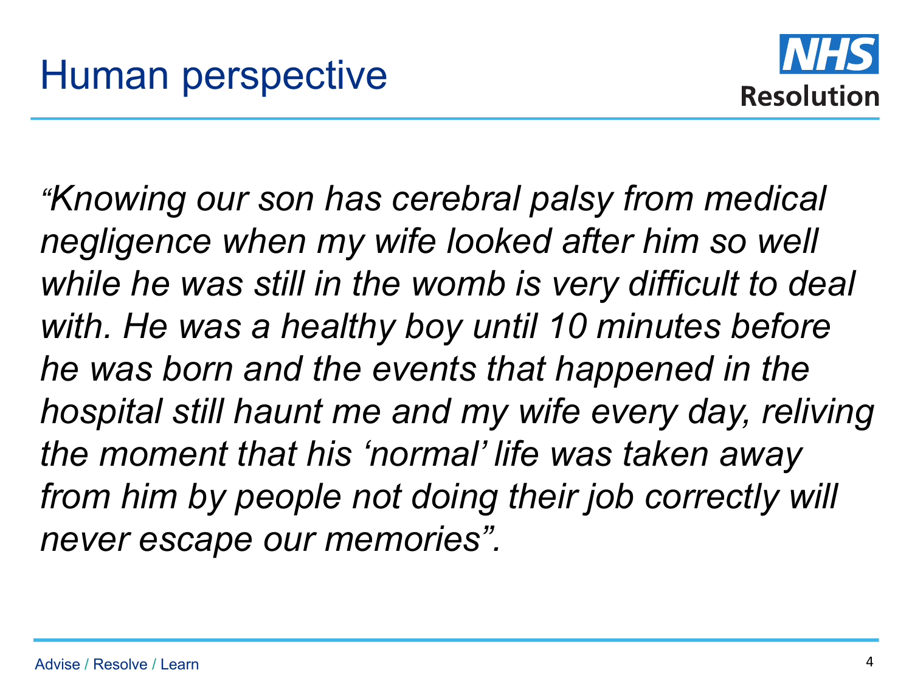# Human perspective

*"Knowing our son has cerebral palsy from medical negligence when my wife looked after him so well while he was still in the womb is very difficult to deal with. He was a healthy boy until 10 minutes before he was born and the events that happened in the hospital still haunt me and my wife every day, reliving the moment that his 'normal' life was taken away from him by people not doing their job correctly will never escape our memories".*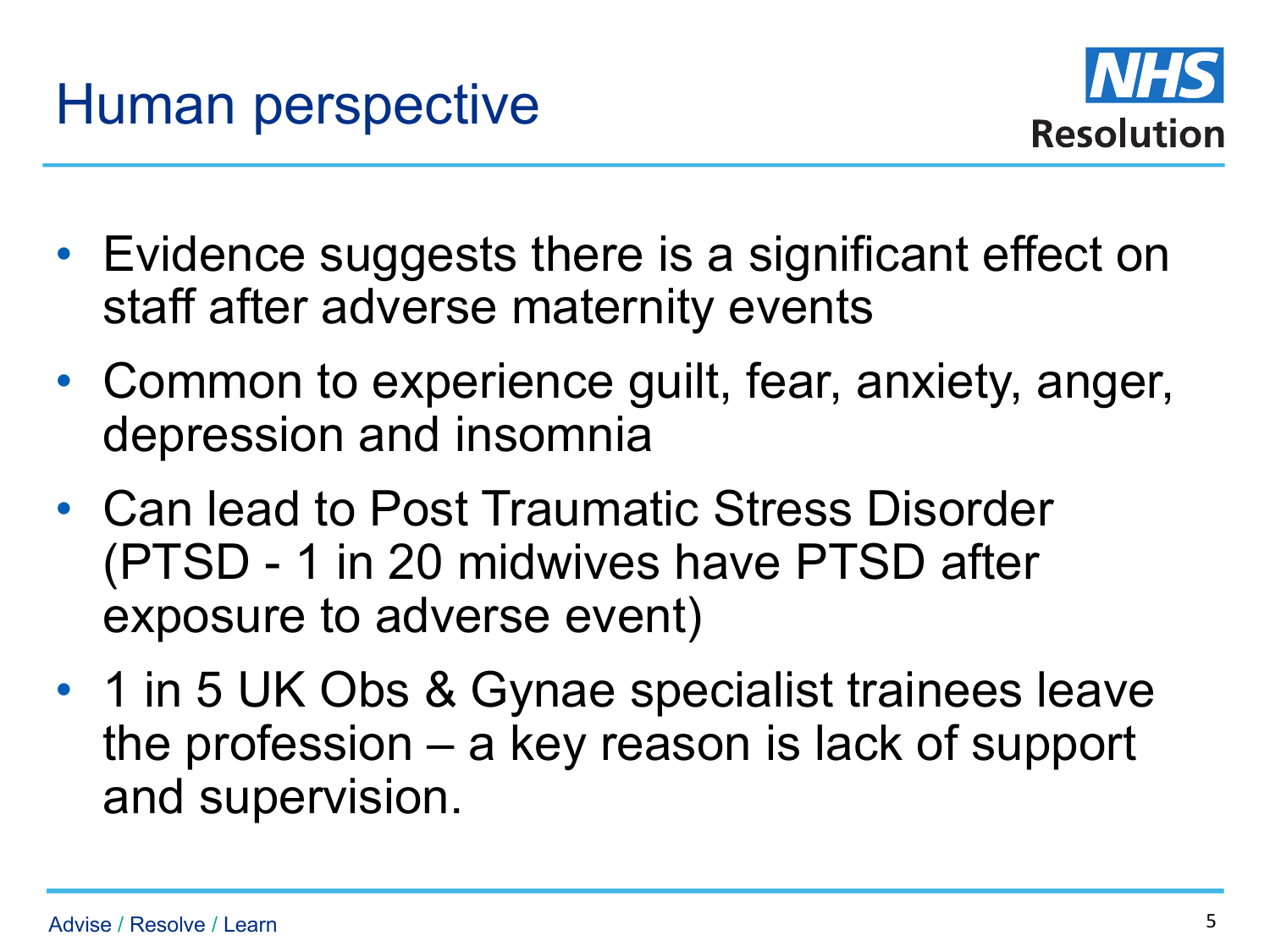# Human perspective

- Evidence suggests there is a significant effect on staff after adverse maternity events
- Common to experience guilt, fear, anxiety, anger, depression and insomnia
- Can lead to Post Traumatic Stress Disorder (PTSD - 1 in 20 midwives have PTSD after exposure to adverse event)
- 1 in 5 UK Obs & Gynae specialist trainees leave the profession – a key reason is lack of support and supervision.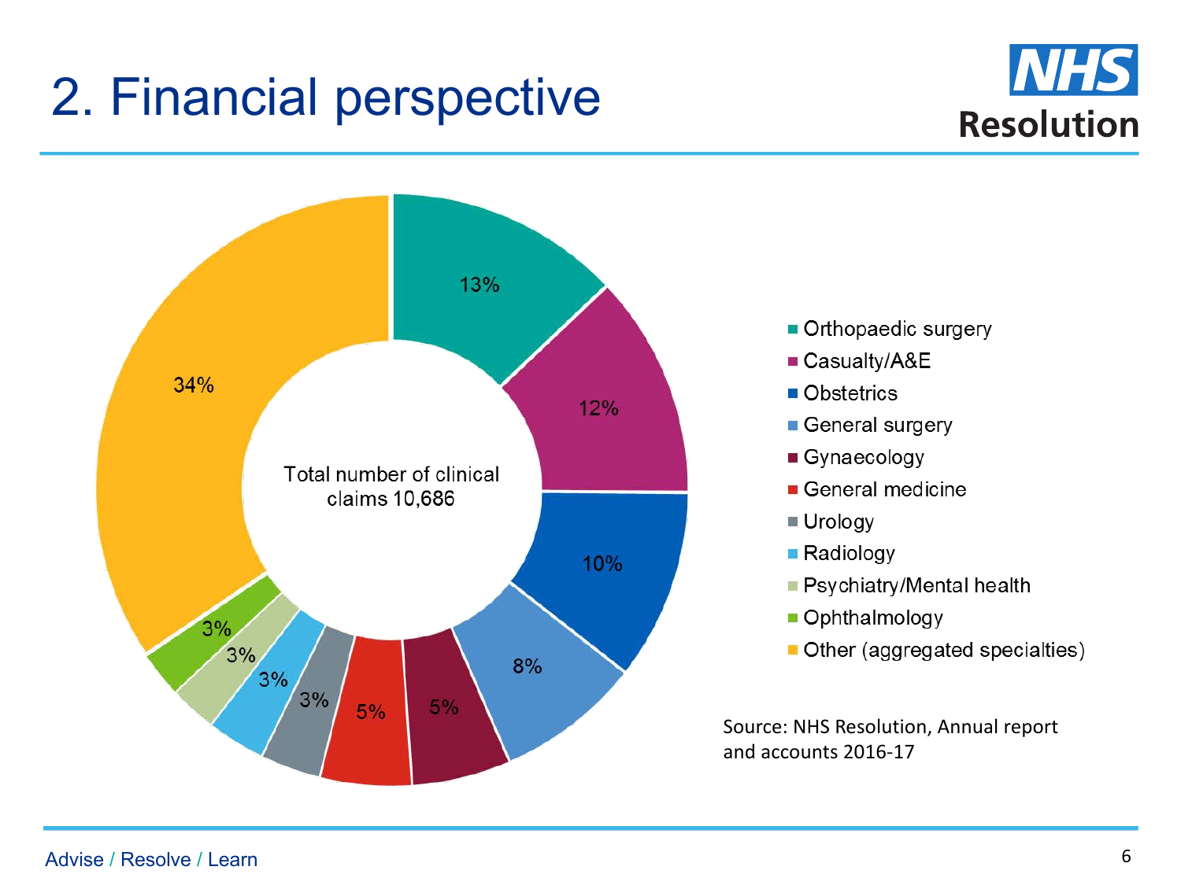# 2. Financial perspective

Total number of clinical claims 10,686

| Specialty | Share of claims |
|---|---|
| Orthopaedic surgery | 13% |
| Casualty/A&E | 12% |
| Obstetrics | 10% |
| General surgery | 8% |
| Gynaecology | 5% |
| General medicine | 5% |
| Urology | 3% |
| Radiology | 3% |
| Psychiatry/Mental health | 3% |
| Ophthalmology | 3% |
| Other (aggregated specialties) | 34% |

Source: NHS Resolution, Annual report and accounts 2016-17

Advise / Resolve / Learn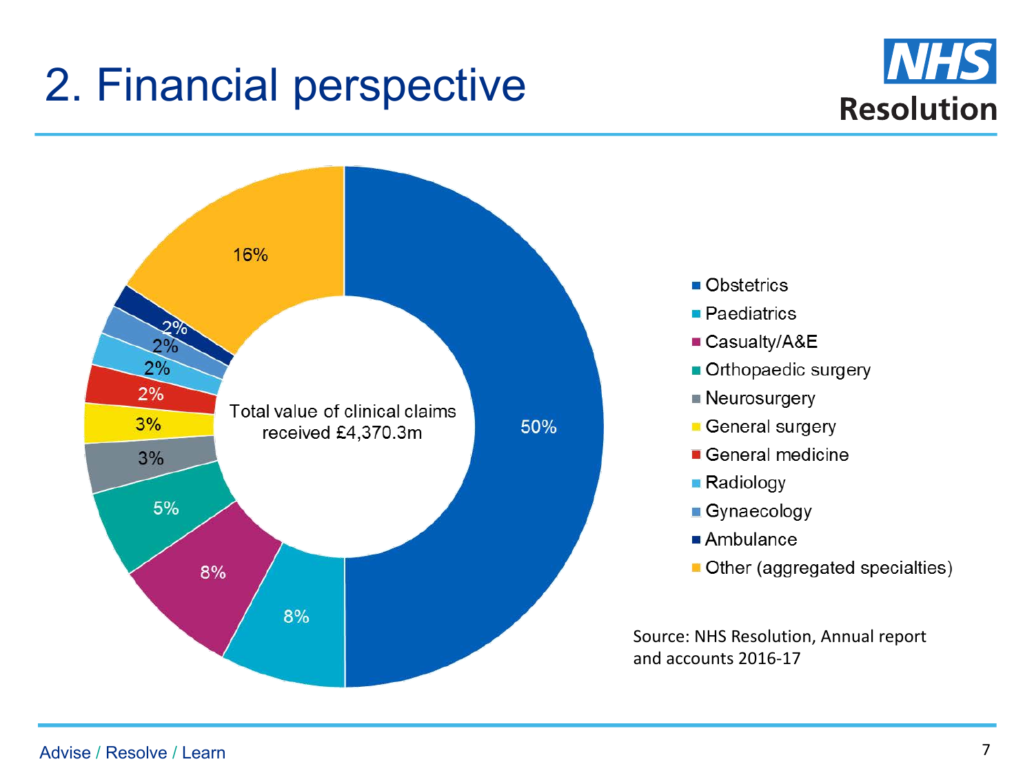# 2. Financial perspective

Total value of clinical claims received £4,370.3m

| Specialty | % |
|---|---|
| Obstetrics | 50% |
| Paediatrics | 8% |
| Casualty/A&E | 8% |
| Orthopaedic surgery | 5% |
| Neurosurgery | 3% |
| General surgery | 3% |
| General medicine | 2% |
| Radiology | 2% |
| Gynaecology | 2% |
| Ambulance | 2% |
| Other (aggregated specialties) | 16% |

Source: NHS Resolution, Annual report and accounts 2016-17

Advise / Resolve / Learn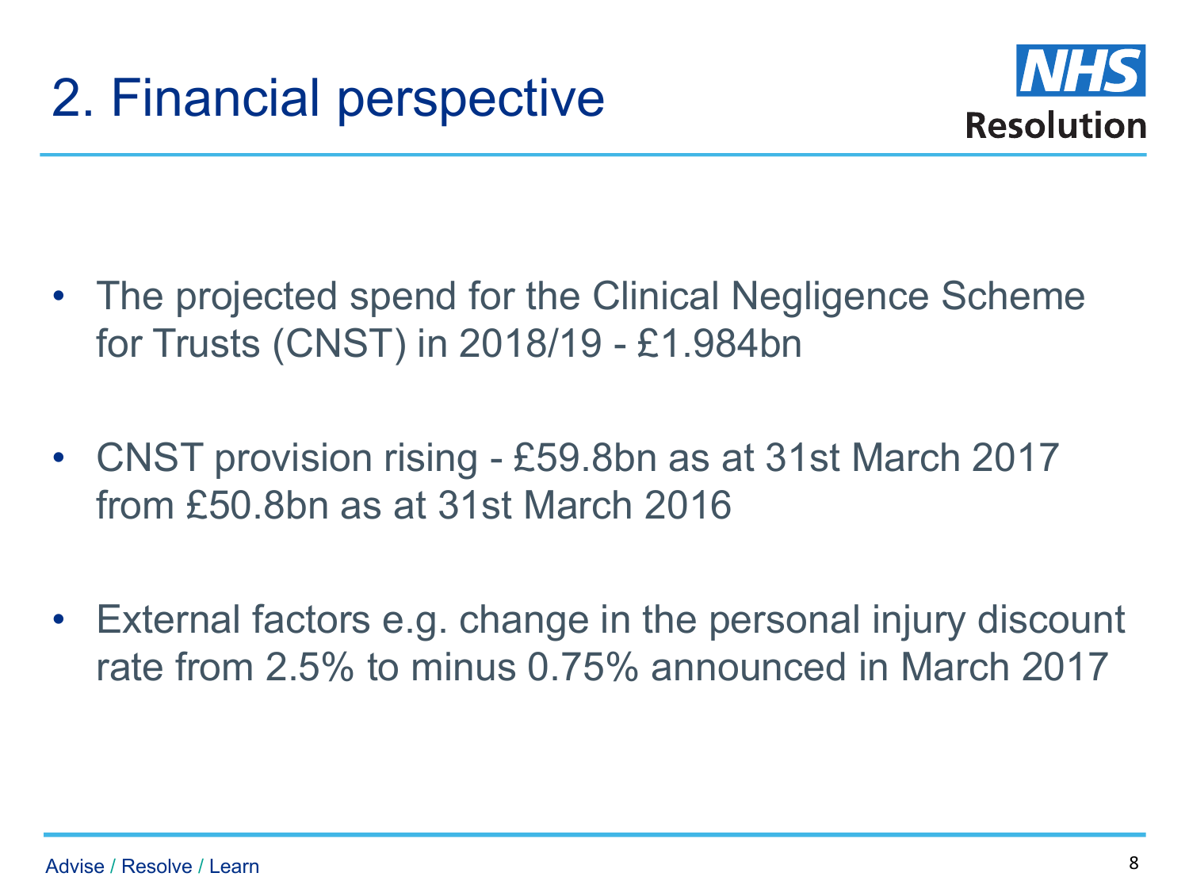# 2. Financial perspective

- The projected spend for the Clinical Negligence Scheme for Trusts (CNST) in 2018/19 - £1.984bn
- CNST provision rising - £59.8bn as at 31st March 2017 from £50.8bn as at 31st March 2016
- External factors e.g. change in the personal injury discount rate from 2.5% to minus 0.75% announced in March 2017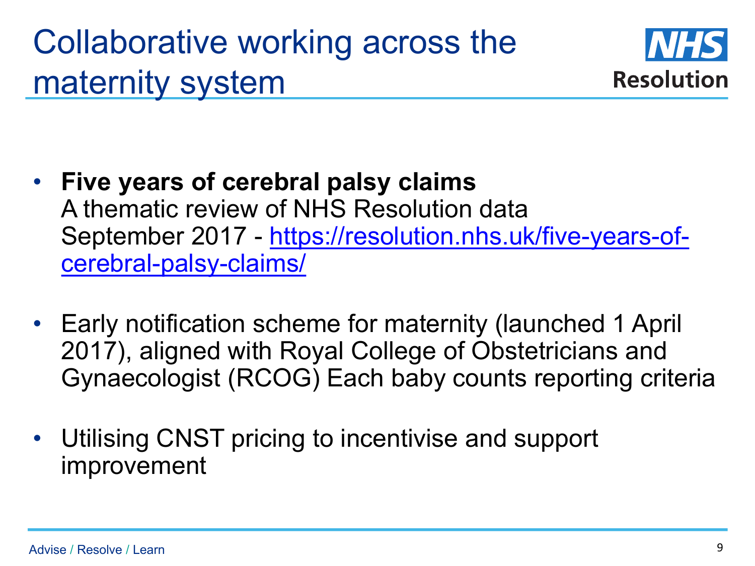# Collaborative working across the maternity system

- **Five years of cerebral palsy claims**
  A thematic review of NHS Resolution data
  September 2017 - https://resolution.nhs.uk/five-years-of-cerebral-palsy-claims/

- Early notification scheme for maternity (launched 1 April 2017), aligned with Royal College of Obstetricians and Gynaecologist (RCOG) Each baby counts reporting criteria

- Utilising CNST pricing to incentivise and support improvement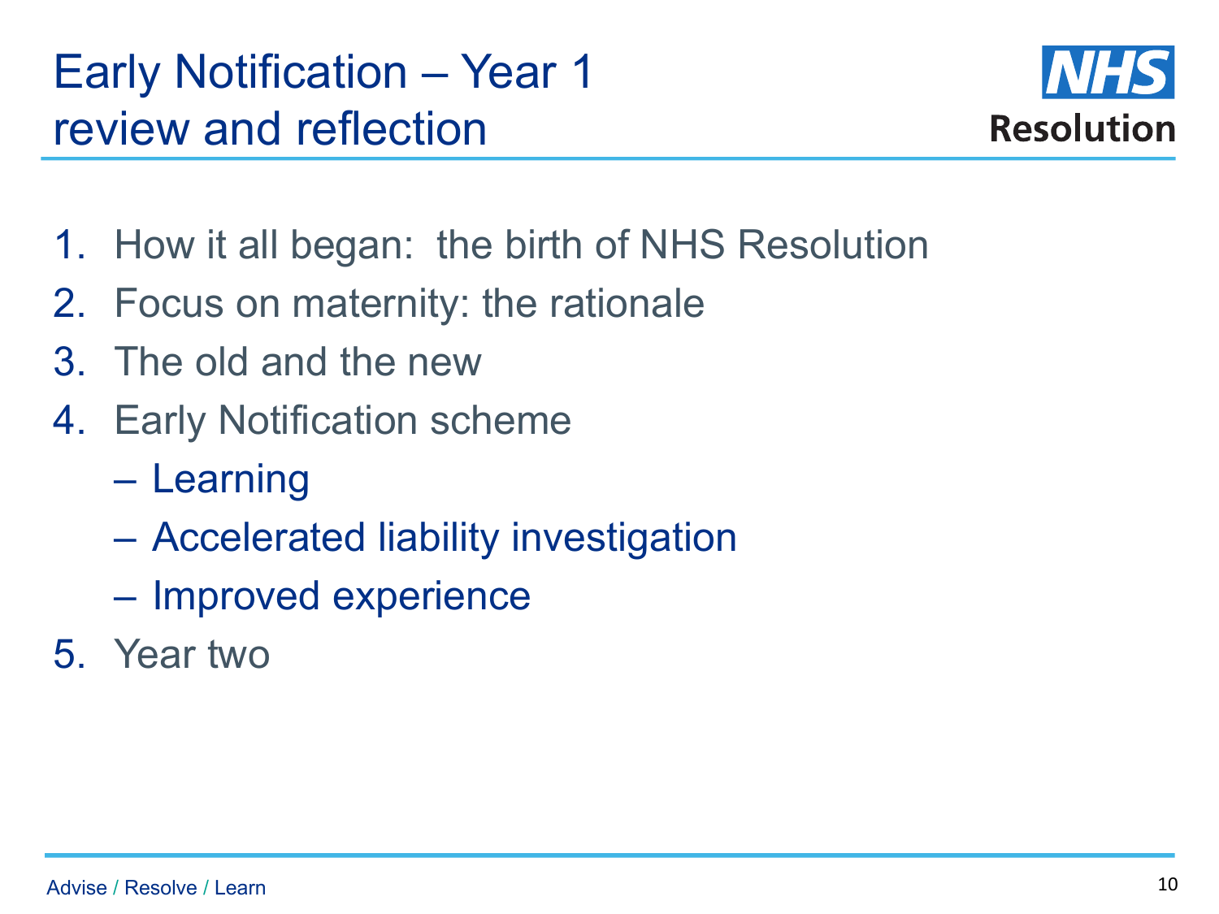# Early Notification – Year 1 review and reflection

1. How it all began: the birth of NHS Resolution
2. Focus on maternity: the rationale
3. The old and the new
4. Early Notification scheme
   - Learning
   - Accelerated liability investigation
   - Improved experience
5. Year two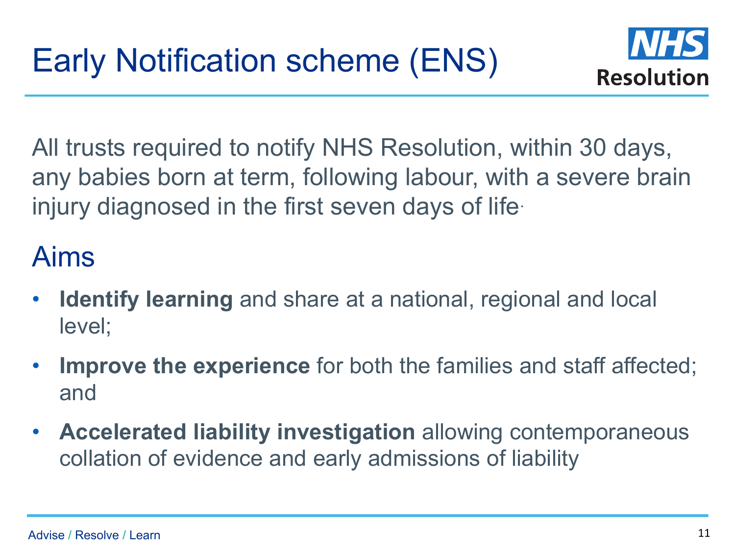# Early Notification scheme (ENS)

All trusts required to notify NHS Resolution, within 30 days, any babies born at term, following labour, with a severe brain injury diagnosed in the first seven days of life.

## Aims

- **Identify learning** and share at a national, regional and local level;
- **Improve the experience** for both the families and staff affected; and
- **Accelerated liability investigation** allowing contemporaneous collation of evidence and early admissions of liability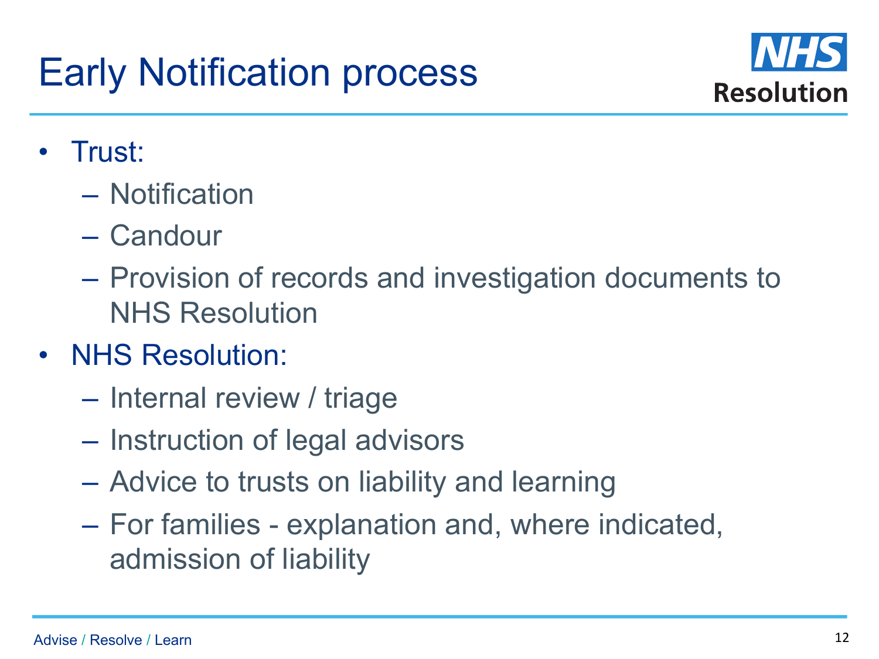# Early Notification process

- Trust:
  - Notification
  - Candour
  - Provision of records and investigation documents to NHS Resolution
- NHS Resolution:
  - Internal review / triage
  - Instruction of legal advisors
  - Advice to trusts on liability and learning
  - For families - explanation and, where indicated, admission of liability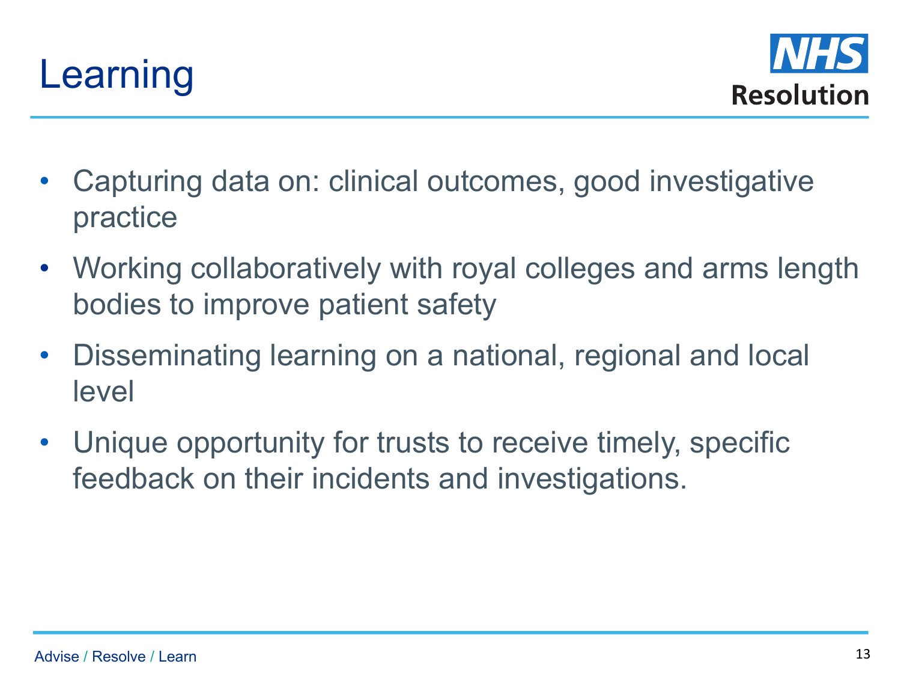# Learning

- Capturing data on: clinical outcomes, good investigative practice
- Working collaboratively with royal colleges and arms length bodies to improve patient safety
- Disseminating learning on a national, regional and local level
- Unique opportunity for trusts to receive timely, specific feedback on their incidents and investigations.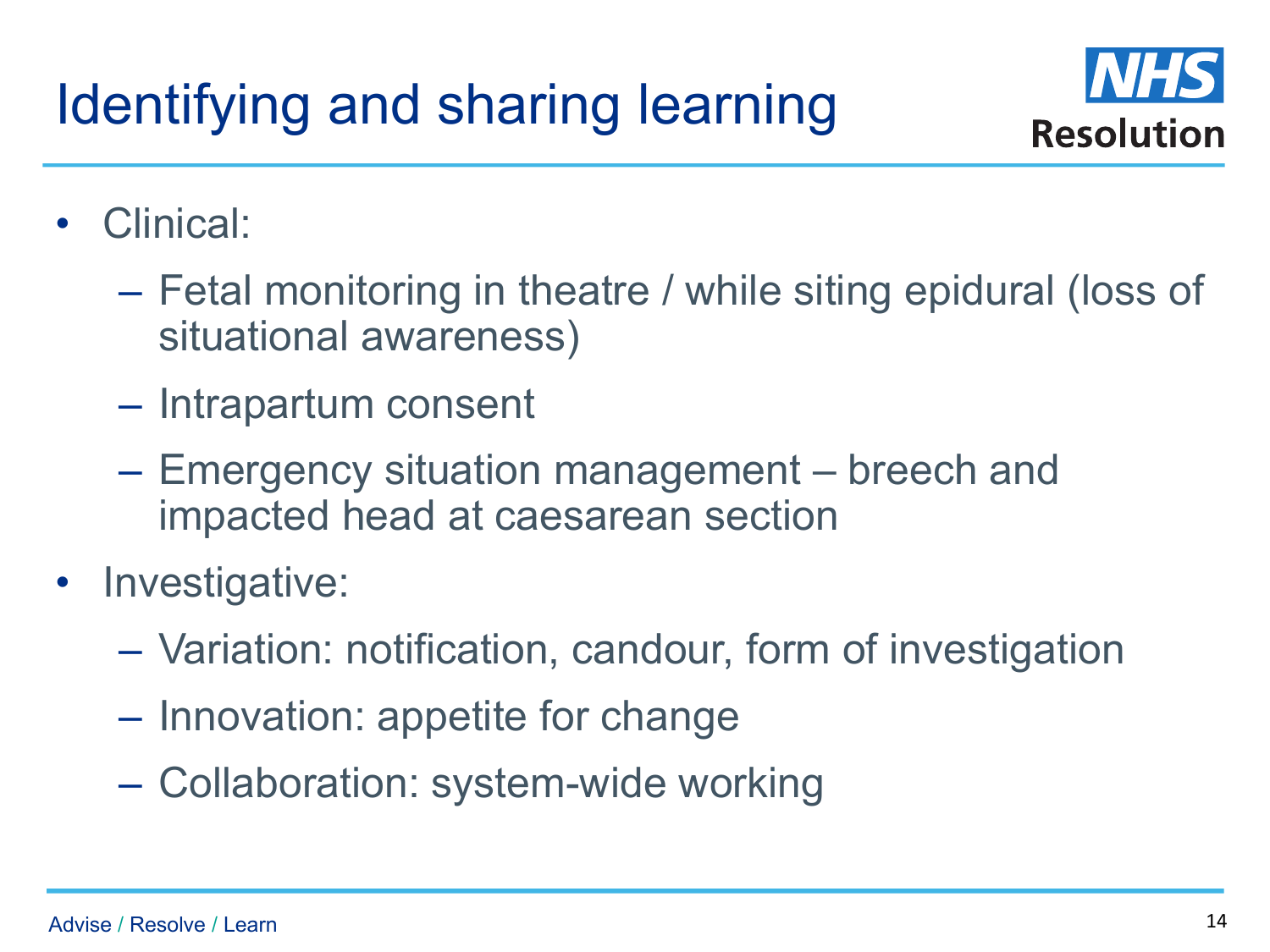# Identifying and sharing learning

- Clinical:
  - Fetal monitoring in theatre / while siting epidural (loss of situational awareness)
  - Intrapartum consent
  - Emergency situation management – breech and impacted head at caesarean section
- Investigative:
  - Variation: notification, candour, form of investigation
  - Innovation: appetite for change
  - Collaboration: system-wide working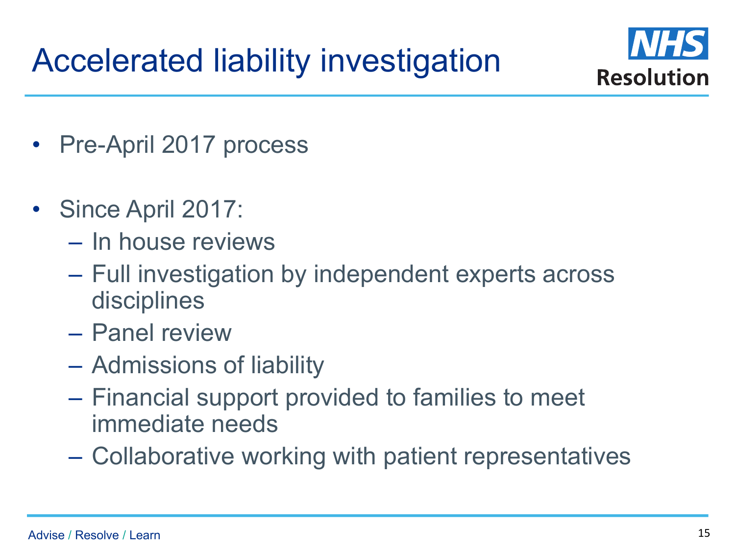# Accelerated liability investigation

- Pre-April 2017 process

- Since April 2017:
  - In house reviews
  - Full investigation by independent experts across disciplines
  - Panel review
  - Admissions of liability
  - Financial support provided to families to meet immediate needs
  - Collaborative working with patient representatives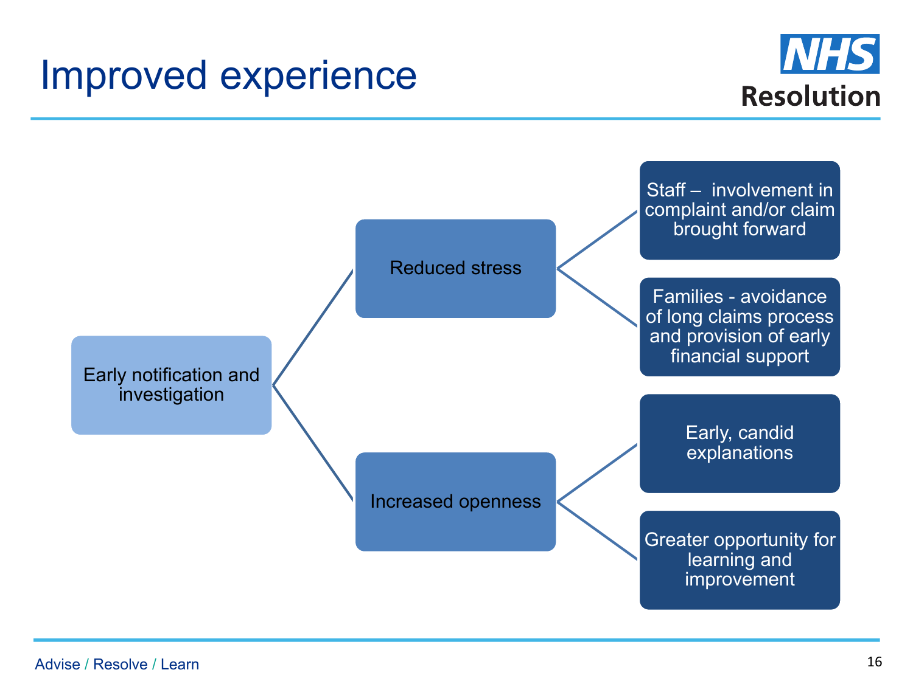# Improved experience

- Early notification and investigation
  - Reduced stress
    - Staff – involvement in complaint and/or claim brought forward
    - Families - avoidance of long claims process and provision of early financial support
  - Increased openness
    - Early, candid explanations
    - Greater opportunity for learning and improvement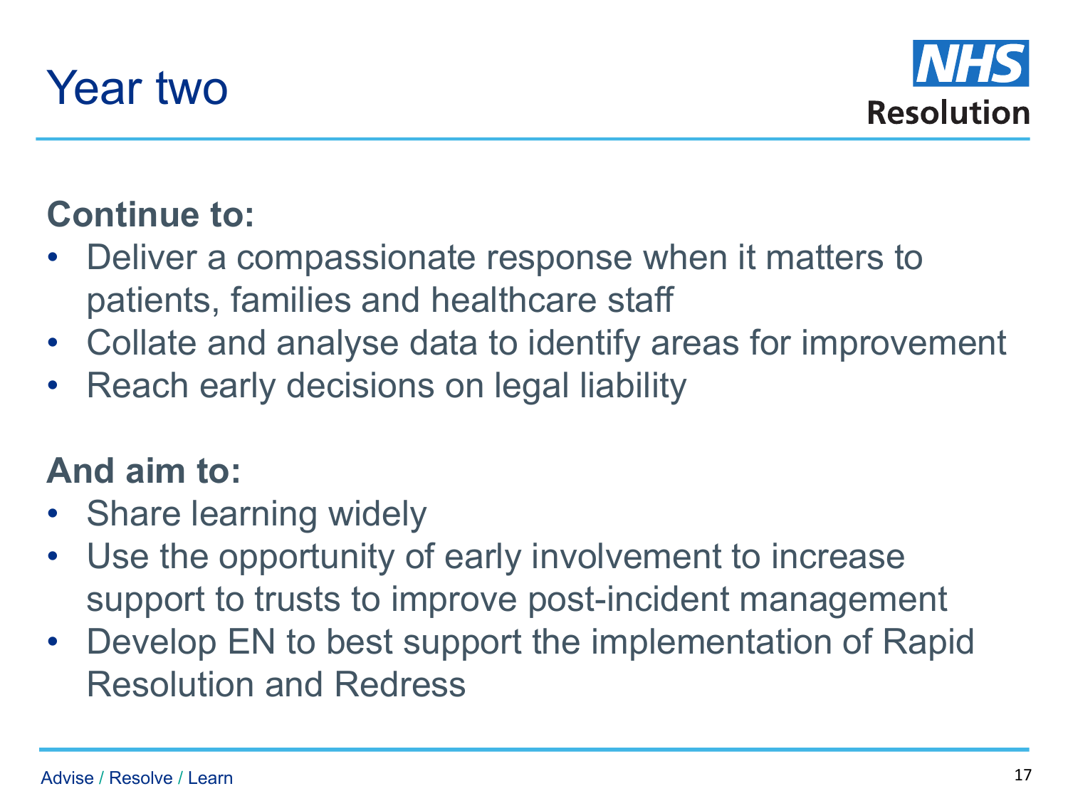# Year two

**Continue to:**

- Deliver a compassionate response when it matters to patients, families and healthcare staff
- Collate and analyse data to identify areas for improvement
- Reach early decisions on legal liability

**And aim to:**

- Share learning widely
- Use the opportunity of early involvement to increase support to trusts to improve post-incident management
- Develop EN to best support the implementation of Rapid Resolution and Redress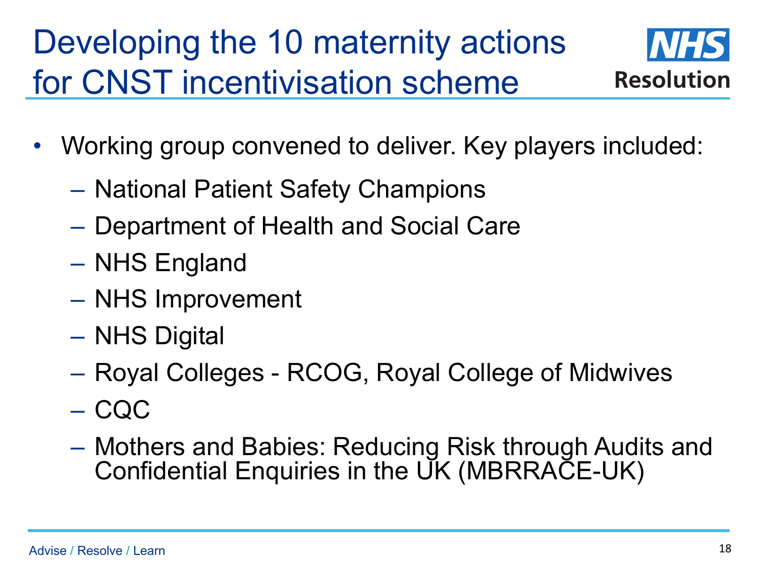# Developing the 10 maternity actions for CNST incentivisation scheme

- Working group convened to deliver. Key players included:
  - National Patient Safety Champions
  - Department of Health and Social Care
  - NHS England
  - NHS Improvement
  - NHS Digital
  - Royal Colleges - RCOG, Royal College of Midwives
  - CQC
  - Mothers and Babies: Reducing Risk through Audits and Confidential Enquiries in the UK (MBRRACE-UK)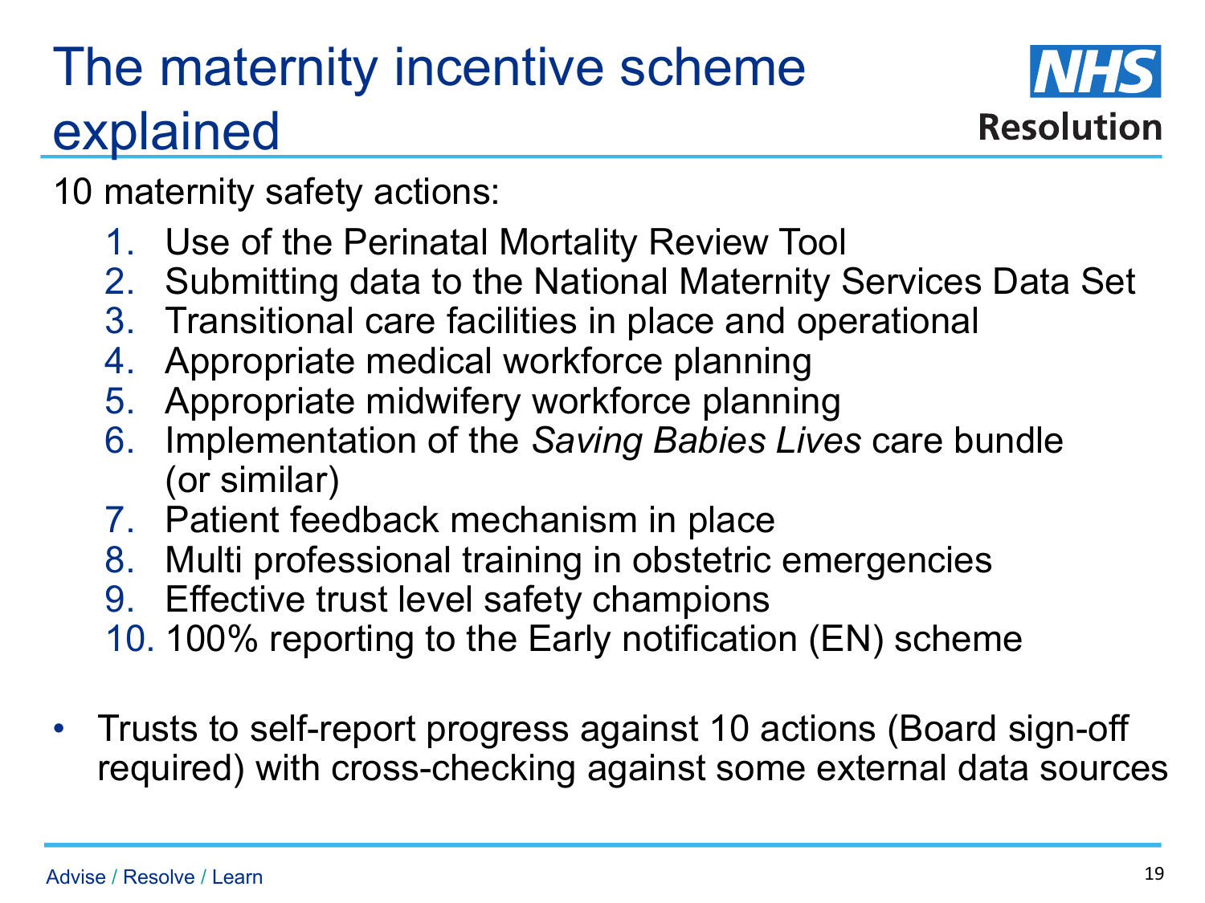# The maternity incentive scheme explained

10 maternity safety actions:

1. Use of the Perinatal Mortality Review Tool
2. Submitting data to the National Maternity Services Data Set
3. Transitional care facilities in place and operational
4. Appropriate medical workforce planning
5. Appropriate midwifery workforce planning
6. Implementation of the *Saving Babies Lives* care bundle (or similar)
7. Patient feedback mechanism in place
8. Multi professional training in obstetric emergencies
9. Effective trust level safety champions
10. 100% reporting to the Early notification (EN) scheme

- Trusts to self-report progress against 10 actions (Board sign-off required) with cross-checking against some external data sources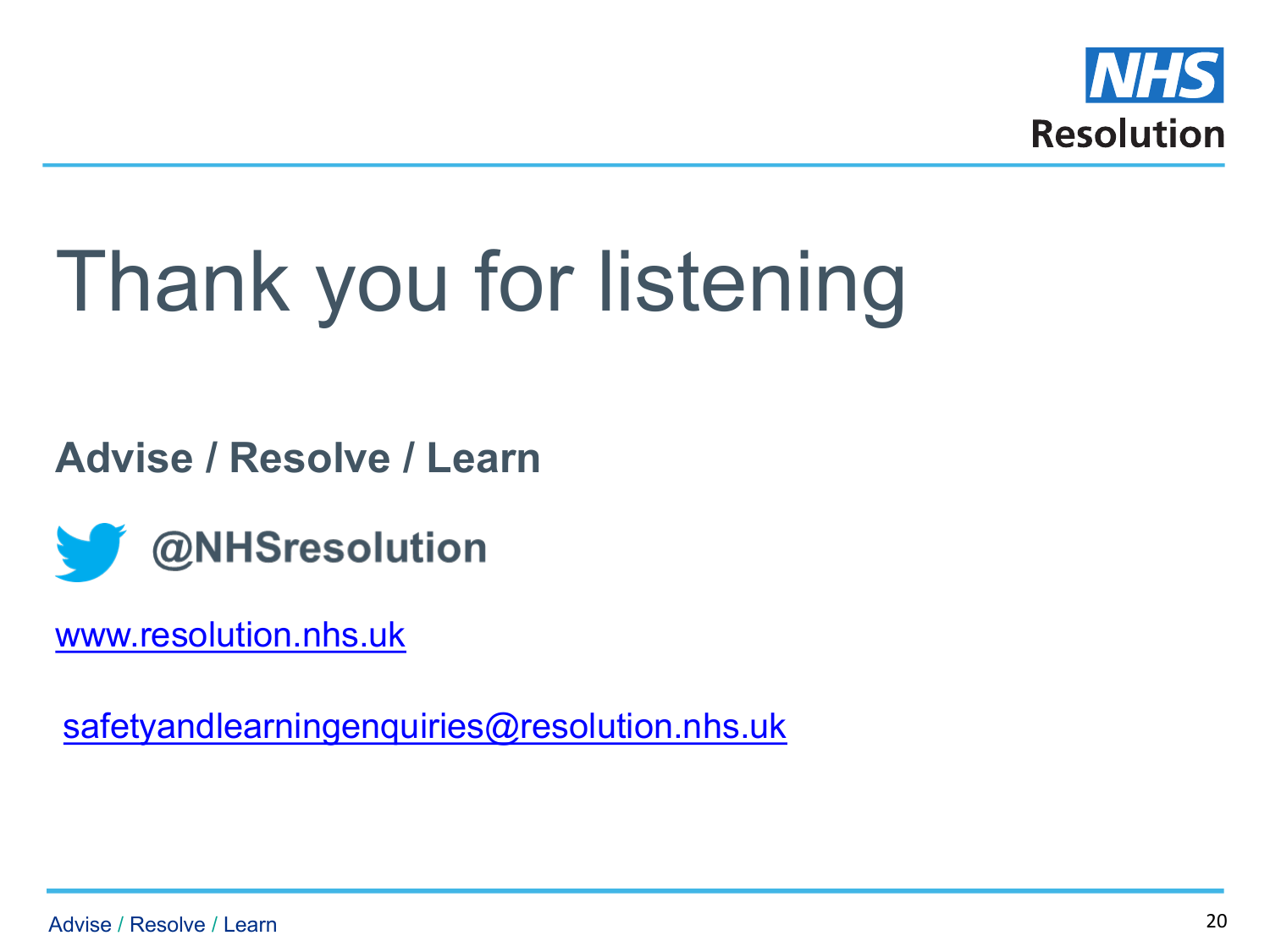# Thank you for listening

**Advise / Resolve / Learn**

**@NHSresolution**

www.resolution.nhs.uk

safetyandlearningenquiries@resolution.nhs.uk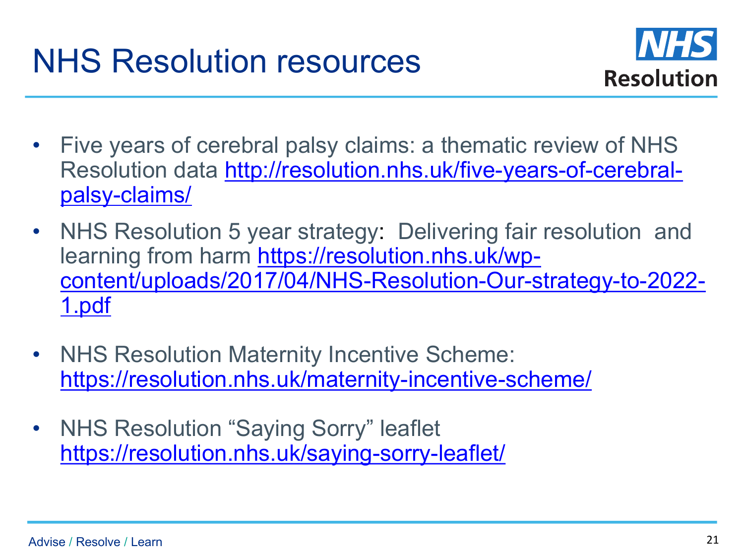# NHS Resolution resources

- Five years of cerebral palsy claims: a thematic review of NHS Resolution data http://resolution.nhs.uk/five-years-of-cerebral-palsy-claims/
- NHS Resolution 5 year strategy: Delivering fair resolution and learning from harm https://resolution.nhs.uk/wp-content/uploads/2017/04/NHS-Resolution-Our-strategy-to-2022-1.pdf
- NHS Resolution Maternity Incentive Scheme: https://resolution.nhs.uk/maternity-incentive-scheme/
- NHS Resolution "Saying Sorry" leaflet https://resolution.nhs.uk/saying-sorry-leaflet/